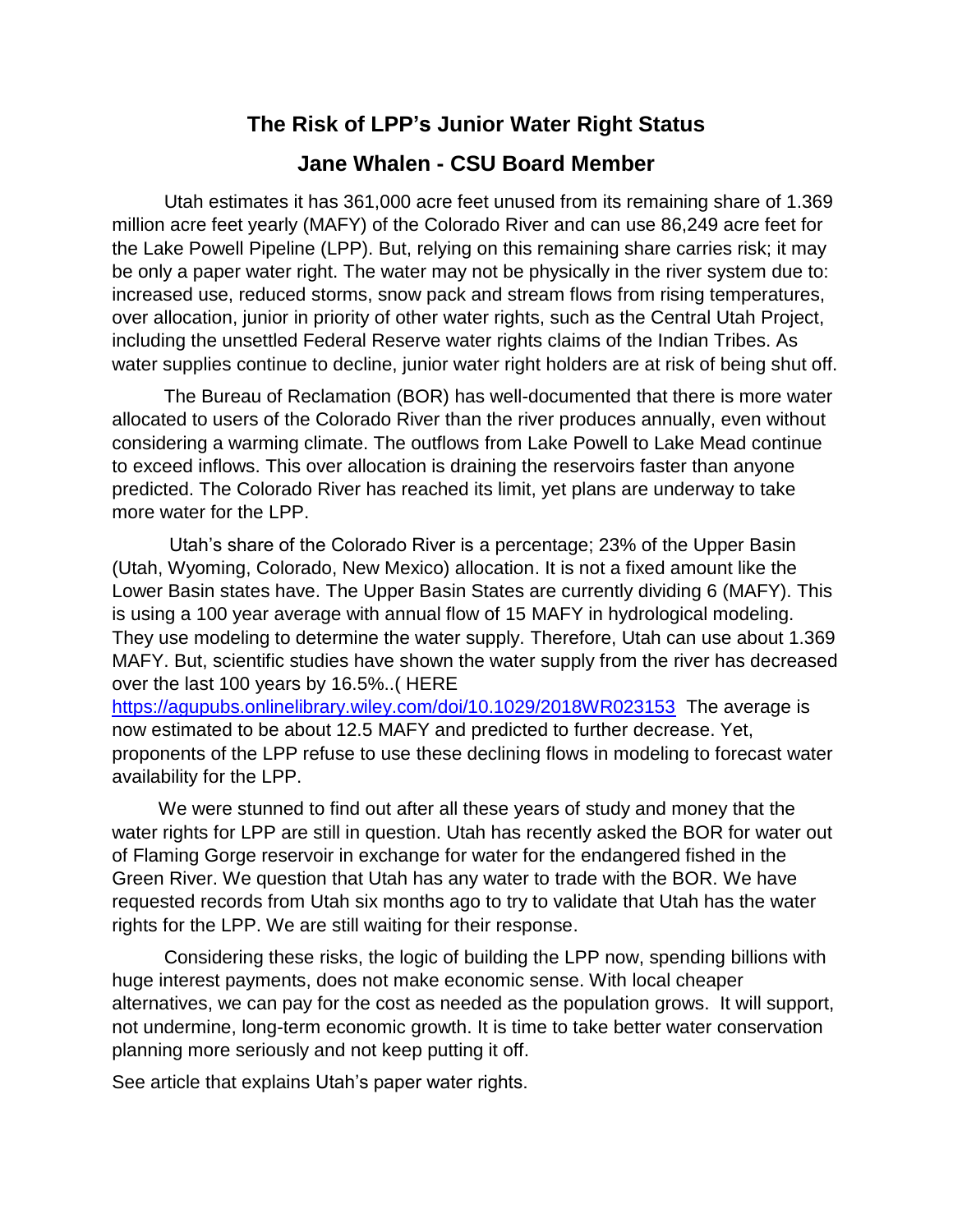# The Risk of LPP's Junior Water Right Status

## Jane Whalen - CSU Board Member

Utah estimates it has 361,000 acre feet unused from its remaining share of 1.369 million acre feet yearly (MAFY) of the Colorado River and can use 86,249 acre feet for the Lake Powell Pipeline (LPP). But, relying on this remaining share carries risk; it may be only a paper water right. The water may not be physically in the river system due to: increased use, reduced storms, snow pack and stream flows from rising temperatures, over allocation, junior in priority of other water rights, such as the Central Utah Project, including the unsettled Federal Reserve water rights claims of the Indian Tribes. As water supplies continue to decline, junior water right holders are at risk of being shut off.

The Bureau of Reclamation (BOR) has well-documented that there is more water allocated to users of the Colorado River than the river produces annually, even without considering a warming climate. The outflows from Lake Powell to Lake Mead continue to exceed inflows. This over allocation is draining the reservoirs faster than anyone predicted. The Colorado River has reached its limit, yet plans are underway to take more water for the LPP.

Utah's share of the Colorado River is a percentage; 23% of the Upper Basin (Utah, Wyoming, Colorado, New Mexico) allocation. It is not a fixed amount like the Lower Basin states have. The Upper Basin States are currently dividing 6 (MAFY). This is using a 100 year average with annual flow of 15 MAFY in hydrological modeling. They use modeling to determine the water supply. Therefore, Utah can use about 1.369 MAFY. But, scientific studies have shown the water supply from the river has decreased over the last 100 years by 16.5%..( HERE https://agupubs.onlinelibrary.wiley.com/doi/10.1029/2018WR023153 The average is now estimated to be about 12.5 MAFY and predicted to further decrease. Yet, proponents of the LPP refuse to use these declining flows in modeling to forecast water availability for the LPP.

We were stunned to find out after all these years of study and money that the water rights for LPP are still in question. Utah has recently asked the BOR for water out of Flaming Gorge reservoir in exchange for water for the endangered fished in the Green River. We question that Utah has any water to trade with the BOR. We have requested records from Utah six months ago to try to validate that Utah has the water rights for the LPP. We are still waiting for their response.

Considering these risks, the logic of building the LPP now, spending billions with huge interest payments, does not make economic sense. With local cheaper alternatives, we can pay for the cost as needed as the population grows. It will support, not undermine, long-term economic growth. It is time to take better water conservation planning more seriously and not keep putting it off.

See article that explains Utah's paper water rights.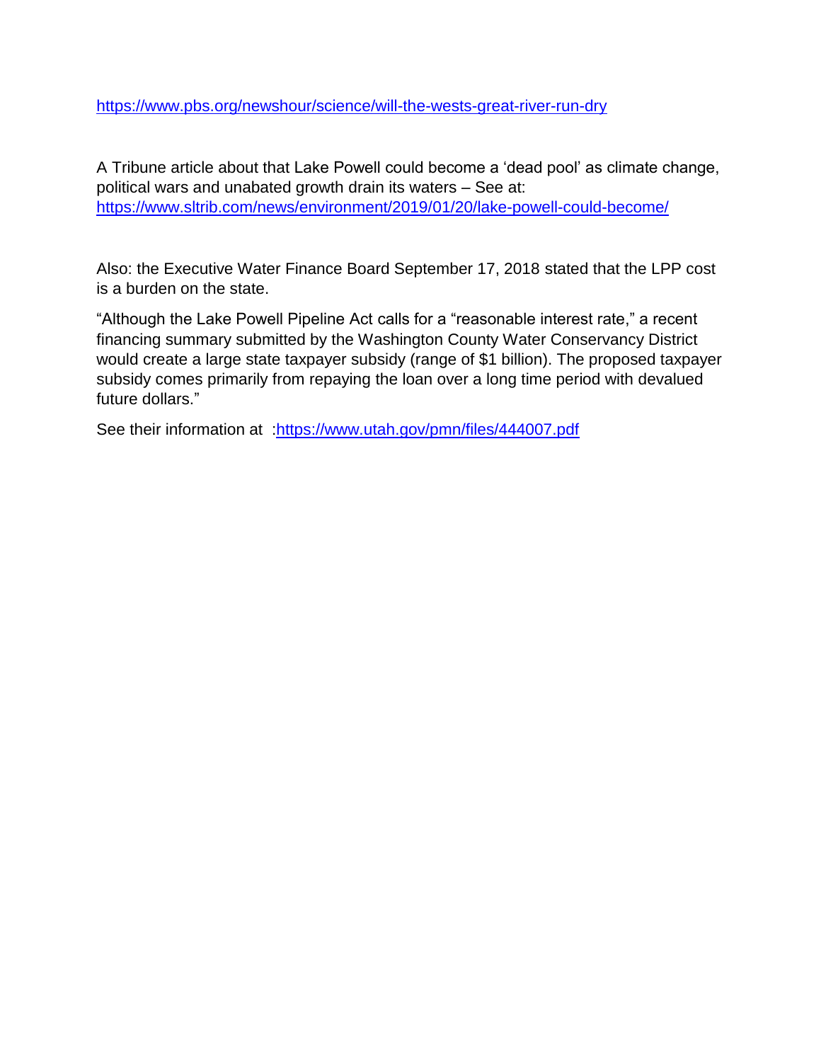https://www.pbs.org/newshour/science/will-the-wests-great-river-run-dry

A Tribune article about that Lake Powell could become a 'dead pool' as climate change, political wars and unabated growth drain its waters – See at: https://www.sltrib.com/news/environment/2019/01/20/lake-powell-could-become/

Also: the Executive Water Finance Board September 17, 2018 stated that the LPP cost is a burden on the state.

"Although the Lake Powell Pipeline Act calls for a "reasonable interest rate," a recent financing summary submitted by the Washington County Water Conservancy District would create a large state taxpayer subsidy (range of $1 billion). The proposed taxpayer subsidy comes primarily from repaying the loan over a long time period with devalued future dollars."

See their information at :https://www.utah.gov/pmn/files/444007.pdf